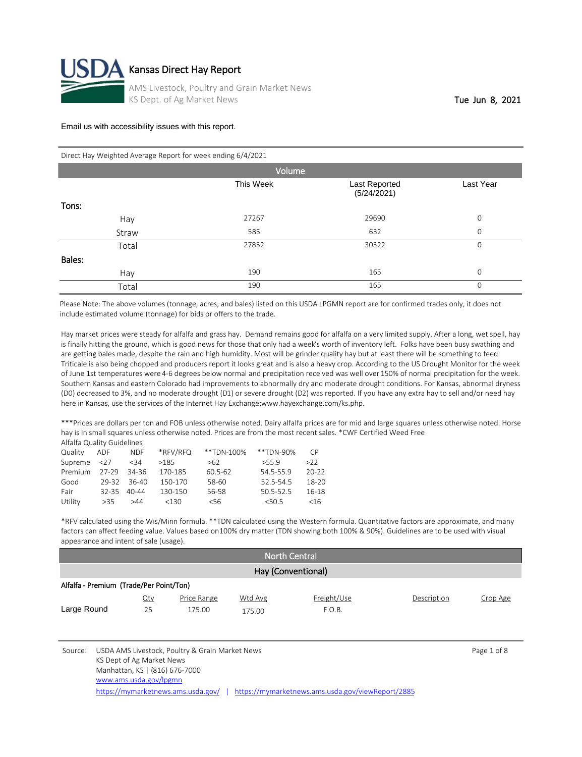# Kansas Direct Hay Report

AMS Livestock, Poultry and Grain Market News
KS Dept. of Ag Market News

Tue Jun 8, 2021

Email us with accessibility issues with this report.

Direct Hay Weighted Average Report for week ending 6/4/2021

| | Volume | | |
|---|---|---|---|
| | This Week | Last Reported (5/24/2021) | Last Year |
| **Tons:** | | | |
| Hay | 27267 | 29690 | 0 |
| Straw | 585 | 632 | 0 |
| Total | 27852 | 30322 | 0 |
| **Bales:** | | | |
| Hay | 190 | 165 | 0 |
| Total | 190 | 165 | 0 |

Please Note: The above volumes (tonnage, acres, and bales) listed on this USDA LPGMN report are for confirmed trades only, it does not include estimated volume (tonnage) for bids or offers to the trade.

Hay market prices were steady for alfalfa and grass hay. Demand remains good for alfalfa on a very limited supply. After a long, wet spell, hay is finally hitting the ground, which is good news for those that only had a week's worth of inventory left. Folks have been busy swathing and are getting bales made, despite the rain and high humidity. Most will be grinder quality hay but at least there will be something to feed. Triticale is also being chopped and producers report it looks great and is also a heavy crop. According to the US Drought Monitor for the week of June 1st temperatures were 4-6 degrees below normal and precipitation received was well over 150% of normal precipitation for the week. Southern Kansas and eastern Colorado had improvements to abnormally dry and moderate drought conditions. For Kansas, abnormal dryness (D0) decreased to 3%, and no moderate drought (D1) or severe drought (D2) was reported. If you have any extra hay to sell and/or need hay here in Kansas, use the services of the Internet Hay Exchange:www.hayexchange.com/ks.php.

***Prices are dollars per ton and FOB unless otherwise noted. Dairy alfalfa prices are for mid and large squares unless otherwise noted. Horse hay is in small squares unless otherwise noted. Prices are from the most recent sales. *CWF Certified Weed Free

Alfalfa Quality Guidelines

| Quality | ADF | NDF | *RFV/RFQ | **TDN-100% | **TDN-90% | CP |
|---|---|---|---|---|---|---|
| Supreme | <27 | <34 | >185 | >62 | >55.9 | >22 |
| Premium | 27-29 | 34-36 | 170-185 | 60.5-62 | 54.5-55.9 | 20-22 |
| Good | 29-32 | 36-40 | 150-170 | 58-60 | 52.5-54.5 | 18-20 |
| Fair | 32-35 | 40-44 | 130-150 | 56-58 | 50.5-52.5 | 16-18 |
| Utility | >35 | >44 | <130 | <56 | <50.5 | <16 |

*RFV calculated using the Wis/Minn formula. **TDN calculated using the Western formula. Quantitative factors are approximate, and many factors can affect feeding value. Values based on100% dry matter (TDN showing both 100% & 90%). Guidelines are to be used with visual appearance and intent of sale (usage).

## North Central

### Hay (Conventional)

**Alfalfa - Premium (Trade/Per Point/Ton)**

| | Qty | Price Range | Wtd Avg | Freight/Use | Description | Crop Age |
|---|---|---|---|---|---|---|
| Large Round | 25 | 175.00 | 175.00 | F.O.B. | | |

Source: USDA AMS Livestock, Poultry & Grain Market News
KS Dept of Ag Market News
Manhattan, KS | (816) 676-7000
www.ams.usda.gov/lpgmn
https://mymarketnews.ams.usda.gov/ | https://mymarketnews.ams.usda.gov/viewReport/2885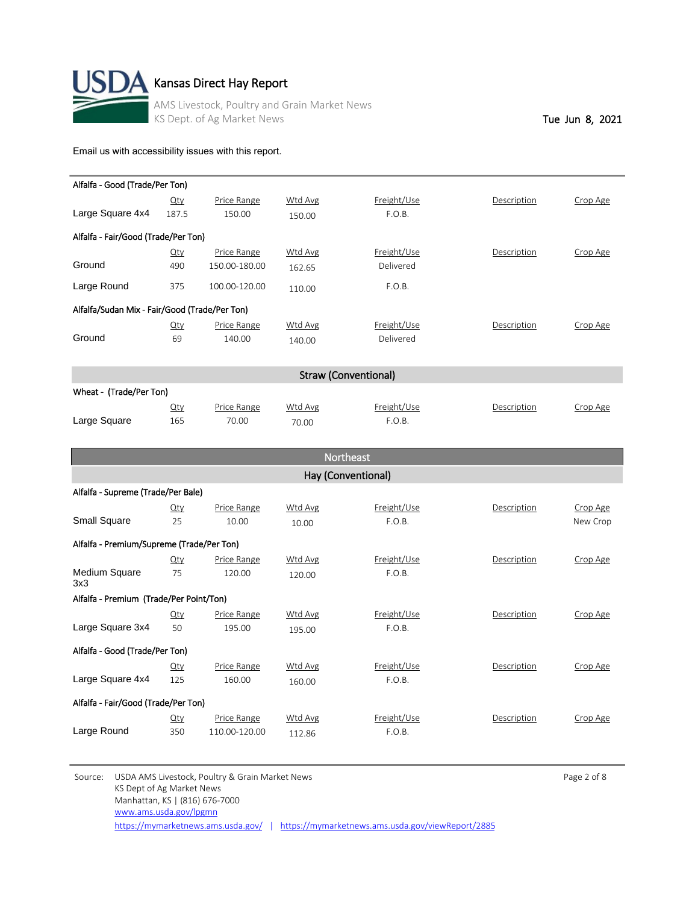# Kansas Direct Hay Report

AMS Livestock, Poultry and Grain Market News
KS Dept. of Ag Market News

Tue Jun 8, 2021

Email us with accessibility issues with this report.

**Alfalfa - Good (Trade/Per Ton)**

| | Qty | Price Range | Wtd Avg | Freight/Use | Description | Crop Age |
|---|---|---|---|---|---|---|
| Large Square 4x4 | 187.5 | 150.00 | 150.00 | F.O.B. | | |

**Alfalfa - Fair/Good (Trade/Per Ton)**

| | Qty | Price Range | Wtd Avg | Freight/Use | Description | Crop Age |
|---|---|---|---|---|---|---|
| Ground | 490 | 150.00-180.00 | 162.65 | Delivered | | |
| Large Round | 375 | 100.00-120.00 | 110.00 | F.O.B. | | |

**Alfalfa/Sudan Mix - Fair/Good (Trade/Per Ton)**

| | Qty | Price Range | Wtd Avg | Freight/Use | Description | Crop Age |
|---|---|---|---|---|---|---|
| Ground | 69 | 140.00 | 140.00 | Delivered | | |

## Straw (Conventional)

**Wheat - (Trade/Per Ton)**

| | Qty | Price Range | Wtd Avg | Freight/Use | Description | Crop Age |
|---|---|---|---|---|---|---|
| Large Square | 165 | 70.00 | 70.00 | F.O.B. | | |

## Northeast

## Hay (Conventional)

**Alfalfa - Supreme (Trade/Per Bale)**

| | Qty | Price Range | Wtd Avg | Freight/Use | Description | Crop Age |
|---|---|---|---|---|---|---|
| Small Square | 25 | 10.00 | 10.00 | F.O.B. | | New Crop |

**Alfalfa - Premium/Supreme (Trade/Per Ton)**

| | Qty | Price Range | Wtd Avg | Freight/Use | Description | Crop Age |
|---|---|---|---|---|---|---|
| Medium Square 3x3 | 75 | 120.00 | 120.00 | F.O.B. | | |

**Alfalfa - Premium (Trade/Per Point/Ton)**

| | Qty | Price Range | Wtd Avg | Freight/Use | Description | Crop Age |
|---|---|---|---|---|---|---|
| Large Square 3x4 | 50 | 195.00 | 195.00 | F.O.B. | | |

**Alfalfa - Good (Trade/Per Ton)**

| | Qty | Price Range | Wtd Avg | Freight/Use | Description | Crop Age |
|---|---|---|---|---|---|---|
| Large Square 4x4 | 125 | 160.00 | 160.00 | F.O.B. | | |

**Alfalfa - Fair/Good (Trade/Per Ton)**

| | Qty | Price Range | Wtd Avg | Freight/Use | Description | Crop Age |
|---|---|---|---|---|---|---|
| Large Round | 350 | 110.00-120.00 | 112.86 | F.O.B. | | |

Source: USDA AMS Livestock, Poultry & Grain Market News
KS Dept of Ag Market News
Manhattan, KS | (816) 676-7000
www.ams.usda.gov/lpgmn
https://mymarketnews.ams.usda.gov/ | https://mymarketnews.ams.usda.gov/viewReport/2885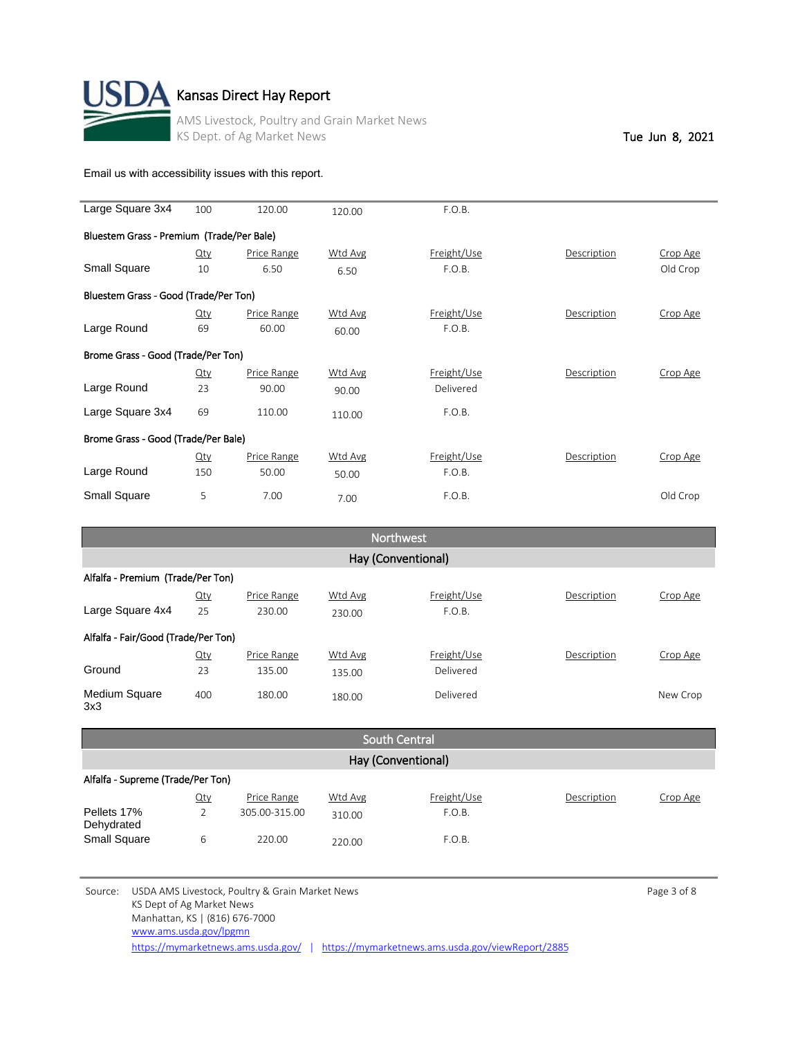# Kansas Direct Hay Report

AMS Livestock, Poultry and Grain Market News
KS Dept. of Ag Market News

Tue Jun 8, 2021

Email us with accessibility issues with this report.

| | Qty | Price Range | Wtd Avg | Freight/Use | Description | Crop Age |
|---|---|---|---|---|---|---|
| Large Square 3x4 | 100 | 120.00 | 120.00 | F.O.B. | | |

**Bluestem Grass - Premium (Trade/Per Bale)**

| | Qty | Price Range | Wtd Avg | Freight/Use | Description | Crop Age |
|---|---|---|---|---|---|---|
| Small Square | 10 | 6.50 | 6.50 | F.O.B. | | Old Crop |

**Bluestem Grass - Good (Trade/Per Ton)**

| | Qty | Price Range | Wtd Avg | Freight/Use | Description | Crop Age |
|---|---|---|---|---|---|---|
| Large Round | 69 | 60.00 | 60.00 | F.O.B. | | |

**Brome Grass - Good (Trade/Per Ton)**

| | Qty | Price Range | Wtd Avg | Freight/Use | Description | Crop Age |
|---|---|---|---|---|---|---|
| Large Round | 23 | 90.00 | 90.00 | Delivered | | |
| Large Square 3x4 | 69 | 110.00 | 110.00 | F.O.B. | | |

**Brome Grass - Good (Trade/Per Bale)**

| | Qty | Price Range | Wtd Avg | Freight/Use | Description | Crop Age |
|---|---|---|---|---|---|---|
| Large Round | 150 | 50.00 | 50.00 | F.O.B. | | |
| Small Square | 5 | 7.00 | 7.00 | F.O.B. | | Old Crop |

## Northwest

### Hay (Conventional)

**Alfalfa - Premium (Trade/Per Ton)**

| | Qty | Price Range | Wtd Avg | Freight/Use | Description | Crop Age |
|---|---|---|---|---|---|---|
| Large Square 4x4 | 25 | 230.00 | 230.00 | F.O.B. | | |

**Alfalfa - Fair/Good (Trade/Per Ton)**

| | Qty | Price Range | Wtd Avg | Freight/Use | Description | Crop Age |
|---|---|---|---|---|---|---|
| Ground | 23 | 135.00 | 135.00 | Delivered | | |
| Medium Square 3x3 | 400 | 180.00 | 180.00 | Delivered | | New Crop |

## South Central

### Hay (Conventional)

**Alfalfa - Supreme (Trade/Per Ton)**

| | Qty | Price Range | Wtd Avg | Freight/Use | Description | Crop Age |
|---|---|---|---|---|---|---|
| Pellets 17% Dehydrated | 2 | 305.00-315.00 | 310.00 | F.O.B. | | |
| Small Square | 6 | 220.00 | 220.00 | F.O.B. | | |

Source: USDA AMS Livestock, Poultry & Grain Market News
KS Dept of Ag Market News
Manhattan, KS | (816) 676-7000
www.ams.usda.gov/lpgmn
https://mymarketnews.ams.usda.gov/ | https://mymarketnews.ams.usda.gov/viewReport/2885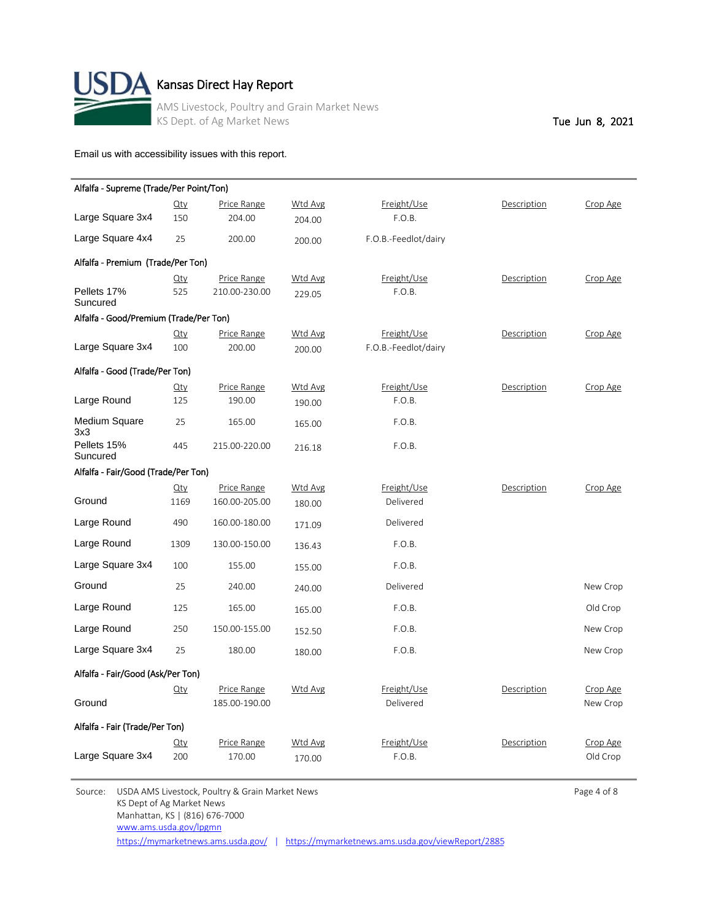# Kansas Direct Hay Report

AMS Livestock, Poultry and Grain Market News
KS Dept. of Ag Market News

Tue Jun 8, 2021

Email us with accessibility issues with this report.

**Alfalfa - Supreme (Trade/Per Point/Ton)**

| | Qty | Price Range | Wtd Avg | Freight/Use | Description | Crop Age |
|---|---|---|---|---|---|---|
| Large Square 3x4 | 150 | 204.00 | 204.00 | F.O.B. | | |
| Large Square 4x4 | 25 | 200.00 | 200.00 | F.O.B.-Feedlot/dairy | | |

**Alfalfa - Premium (Trade/Per Ton)**

| | Qty | Price Range | Wtd Avg | Freight/Use | Description | Crop Age |
|---|---|---|---|---|---|---|
| Pellets 17% Suncured | 525 | 210.00-230.00 | 229.05 | F.O.B. | | |

**Alfalfa - Good/Premium (Trade/Per Ton)**

| | Qty | Price Range | Wtd Avg | Freight/Use | Description | Crop Age |
|---|---|---|---|---|---|---|
| Large Square 3x4 | 100 | 200.00 | 200.00 | F.O.B.-Feedlot/dairy | | |

**Alfalfa - Good (Trade/Per Ton)**

| | Qty | Price Range | Wtd Avg | Freight/Use | Description | Crop Age |
|---|---|---|---|---|---|---|
| Large Round | 125 | 190.00 | 190.00 | F.O.B. | | |
| Medium Square 3x3 | 25 | 165.00 | 165.00 | F.O.B. | | |
| Pellets 15% Suncured | 445 | 215.00-220.00 | 216.18 | F.O.B. | | |

**Alfalfa - Fair/Good (Trade/Per Ton)**

| | Qty | Price Range | Wtd Avg | Freight/Use | Description | Crop Age |
|---|---|---|---|---|---|---|
| Ground | 1169 | 160.00-205.00 | 180.00 | Delivered | | |
| Large Round | 490 | 160.00-180.00 | 171.09 | Delivered | | |
| Large Round | 1309 | 130.00-150.00 | 136.43 | F.O.B. | | |
| Large Square 3x4 | 100 | 155.00 | 155.00 | F.O.B. | | |
| Ground | 25 | 240.00 | 240.00 | Delivered | | New Crop |
| Large Round | 125 | 165.00 | 165.00 | F.O.B. | | Old Crop |
| Large Round | 250 | 150.00-155.00 | 152.50 | F.O.B. | | New Crop |
| Large Square 3x4 | 25 | 180.00 | 180.00 | F.O.B. | | New Crop |

**Alfalfa - Fair/Good (Ask/Per Ton)**

| | Qty | Price Range | Wtd Avg | Freight/Use | Description | Crop Age |
|---|---|---|---|---|---|---|
| Ground | | 185.00-190.00 | | Delivered | | New Crop |

**Alfalfa - Fair (Trade/Per Ton)**

| | Qty | Price Range | Wtd Avg | Freight/Use | Description | Crop Age |
|---|---|---|---|---|---|---|
| Large Square 3x4 | 200 | 170.00 | 170.00 | F.O.B. | | Old Crop |

Source: USDA AMS Livestock, Poultry & Grain Market News
KS Dept of Ag Market News
Manhattan, KS | (816) 676-7000
www.ams.usda.gov/lpgmn
https://mymarketnews.ams.usda.gov/ | https://mymarketnews.ams.usda.gov/viewReport/2885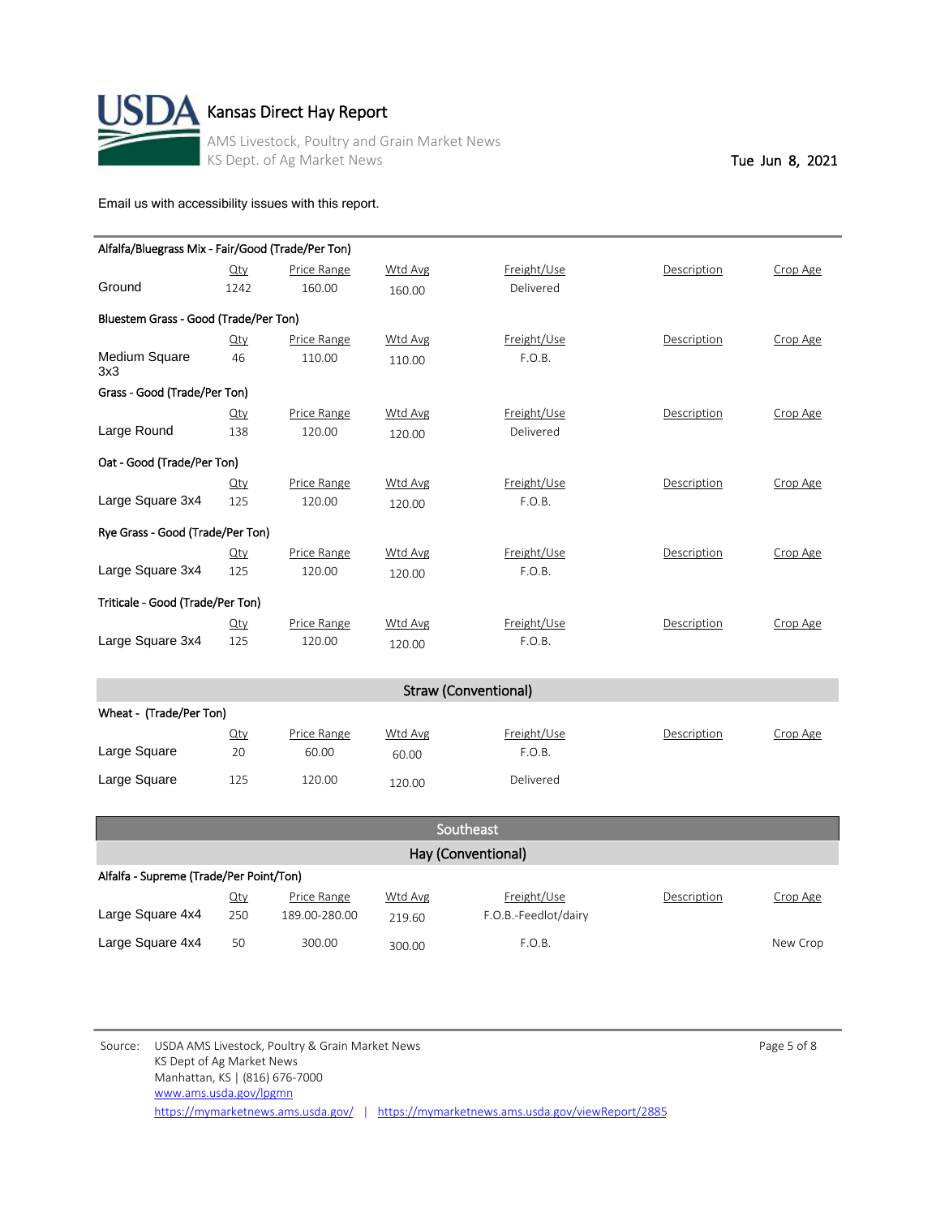# Kansas Direct Hay Report

AMS Livestock, Poultry and Grain Market News
KS Dept. of Ag Market News

Tue Jun 8, 2021

Email us with accessibility issues with this report.

**Alfalfa/Bluegrass Mix - Fair/Good (Trade/Per Ton)**

| | Qty | Price Range | Wtd Avg | Freight/Use | Description | Crop Age |
|---|---|---|---|---|---|---|
| Ground | 1242 | 160.00 | 160.00 | Delivered | | |

**Bluestem Grass - Good (Trade/Per Ton)**

| | Qty | Price Range | Wtd Avg | Freight/Use | Description | Crop Age |
|---|---|---|---|---|---|---|
| Medium Square 3x3 | 46 | 110.00 | 110.00 | F.O.B. | | |

**Grass - Good (Trade/Per Ton)**

| | Qty | Price Range | Wtd Avg | Freight/Use | Description | Crop Age |
|---|---|---|---|---|---|---|
| Large Round | 138 | 120.00 | 120.00 | Delivered | | |

**Oat - Good (Trade/Per Ton)**

| | Qty | Price Range | Wtd Avg | Freight/Use | Description | Crop Age |
|---|---|---|---|---|---|---|
| Large Square 3x4 | 125 | 120.00 | 120.00 | F.O.B. | | |

**Rye Grass - Good (Trade/Per Ton)**

| | Qty | Price Range | Wtd Avg | Freight/Use | Description | Crop Age |
|---|---|---|---|---|---|---|
| Large Square 3x4 | 125 | 120.00 | 120.00 | F.O.B. | | |

**Triticale - Good (Trade/Per Ton)**

| | Qty | Price Range | Wtd Avg | Freight/Use | Description | Crop Age |
|---|---|---|---|---|---|---|
| Large Square 3x4 | 125 | 120.00 | 120.00 | F.O.B. | | |

## Straw (Conventional)

**Wheat - (Trade/Per Ton)**

| | Qty | Price Range | Wtd Avg | Freight/Use | Description | Crop Age |
|---|---|---|---|---|---|---|
| Large Square | 20 | 60.00 | 60.00 | F.O.B. | | |
| Large Square | 125 | 120.00 | 120.00 | Delivered | | |

## Southeast

## Hay (Conventional)

**Alfalfa - Supreme (Trade/Per Point/Ton)**

| | Qty | Price Range | Wtd Avg | Freight/Use | Description | Crop Age |
|---|---|---|---|---|---|---|
| Large Square 4x4 | 250 | 189.00-280.00 | 219.60 | F.O.B.-Feedlot/dairy | | |
| Large Square 4x4 | 50 | 300.00 | 300.00 | F.O.B. | | New Crop |

Source: USDA AMS Livestock, Poultry & Grain Market News
KS Dept of Ag Market News
Manhattan, KS | (816) 676-7000
www.ams.usda.gov/lpgmn
https://mymarketnews.ams.usda.gov/ | https://mymarketnews.ams.usda.gov/viewReport/2885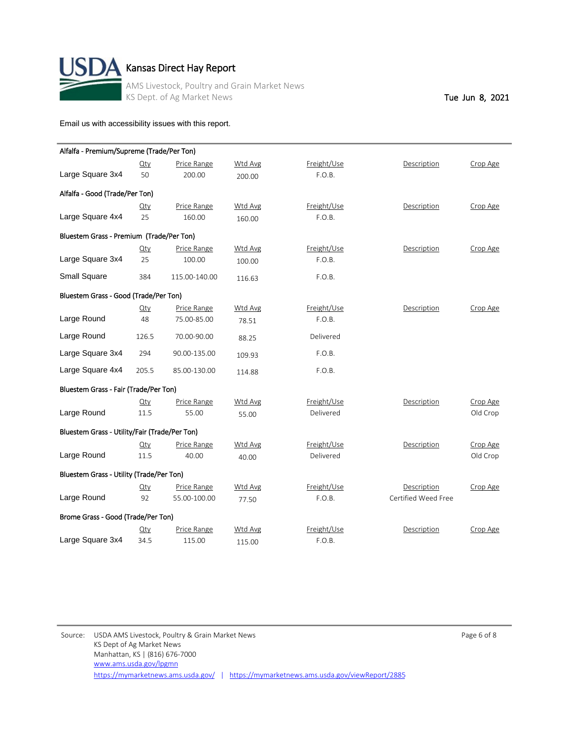# Kansas Direct Hay Report

AMS Livestock, Poultry and Grain Market News
KS Dept. of Ag Market News

Tue Jun 8, 2021

Email us with accessibility issues with this report.

**Alfalfa - Premium/Supreme (Trade/Per Ton)**

| | Qty | Price Range | Wtd Avg | Freight/Use | Description | Crop Age |
|---|---|---|---|---|---|---|
| Large Square 3x4 | 50 | 200.00 | 200.00 | F.O.B. | | |

**Alfalfa - Good (Trade/Per Ton)**

| | Qty | Price Range | Wtd Avg | Freight/Use | Description | Crop Age |
|---|---|---|---|---|---|---|
| Large Square 4x4 | 25 | 160.00 | 160.00 | F.O.B. | | |

**Bluestem Grass - Premium (Trade/Per Ton)**

| | Qty | Price Range | Wtd Avg | Freight/Use | Description | Crop Age |
|---|---|---|---|---|---|---|
| Large Square 3x4 | 25 | 100.00 | 100.00 | F.O.B. | | |
| Small Square | 384 | 115.00-140.00 | 116.63 | F.O.B. | | |

**Bluestem Grass - Good (Trade/Per Ton)**

| | Qty | Price Range | Wtd Avg | Freight/Use | Description | Crop Age |
|---|---|---|---|---|---|---|
| Large Round | 48 | 75.00-85.00 | 78.51 | F.O.B. | | |
| Large Round | 126.5 | 70.00-90.00 | 88.25 | Delivered | | |
| Large Square 3x4 | 294 | 90.00-135.00 | 109.93 | F.O.B. | | |
| Large Square 4x4 | 205.5 | 85.00-130.00 | 114.88 | F.O.B. | | |

**Bluestem Grass - Fair (Trade/Per Ton)**

| | Qty | Price Range | Wtd Avg | Freight/Use | Description | Crop Age |
|---|---|---|---|---|---|---|
| Large Round | 11.5 | 55.00 | 55.00 | Delivered | | Old Crop |

**Bluestem Grass - Utility/Fair (Trade/Per Ton)**

| | Qty | Price Range | Wtd Avg | Freight/Use | Description | Crop Age |
|---|---|---|---|---|---|---|
| Large Round | 11.5 | 40.00 | 40.00 | Delivered | | Old Crop |

**Bluestem Grass - Utility (Trade/Per Ton)**

| | Qty | Price Range | Wtd Avg | Freight/Use | Description | Crop Age |
|---|---|---|---|---|---|---|
| Large Round | 92 | 55.00-100.00 | 77.50 | F.O.B. | Certified Weed Free | |

**Brome Grass - Good (Trade/Per Ton)**

| | Qty | Price Range | Wtd Avg | Freight/Use | Description | Crop Age |
|---|---|---|---|---|---|---|
| Large Square 3x4 | 34.5 | 115.00 | 115.00 | F.O.B. | | |

Source: USDA AMS Livestock, Poultry & Grain Market News
KS Dept of Ag Market News
Manhattan, KS | (816) 676-7000
www.ams.usda.gov/lpgmn
https://mymarketnews.ams.usda.gov/ | https://mymarketnews.ams.usda.gov/viewReport/2885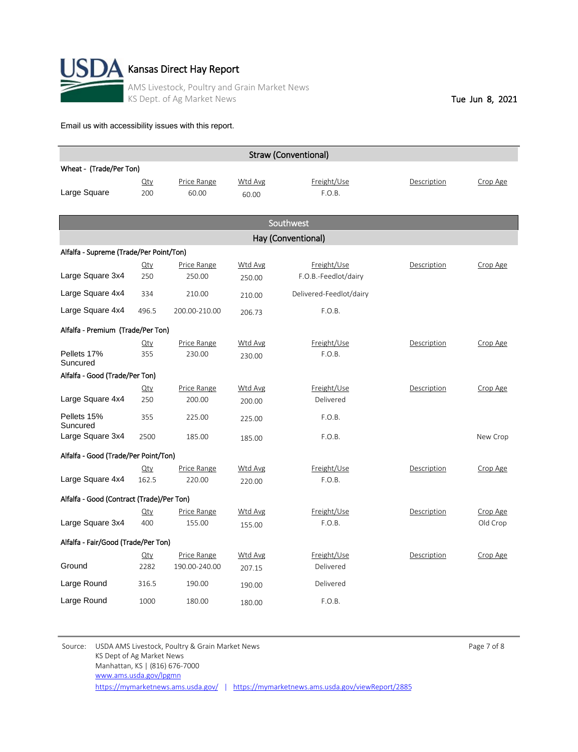# Kansas Direct Hay Report

AMS Livestock, Poultry and Grain Market News
KS Dept. of Ag Market News

Tue Jun 8, 2021

Email us with accessibility issues with this report.

## Straw (Conventional)

**Wheat - (Trade/Per Ton)**

| | Qty | Price Range | Wtd Avg | Freight/Use | Description | Crop Age |
|---|---|---|---|---|---|---|
| Large Square | 200 | 60.00 | 60.00 | F.O.B. | | |

## Southwest

### Hay (Conventional)

**Alfalfa - Supreme (Trade/Per Point/Ton)**

| | Qty | Price Range | Wtd Avg | Freight/Use | Description | Crop Age |
|---|---|---|---|---|---|---|
| Large Square 3x4 | 250 | 250.00 | 250.00 | F.O.B.-Feedlot/dairy | | |
| Large Square 4x4 | 334 | 210.00 | 210.00 | Delivered-Feedlot/dairy | | |
| Large Square 4x4 | 496.5 | 200.00-210.00 | 206.73 | F.O.B. | | |

**Alfalfa - Premium (Trade/Per Ton)**

| | Qty | Price Range | Wtd Avg | Freight/Use | Description | Crop Age |
|---|---|---|---|---|---|---|
| Pellets 17% Suncured | 355 | 230.00 | 230.00 | F.O.B. | | |

**Alfalfa - Good (Trade/Per Ton)**

| | Qty | Price Range | Wtd Avg | Freight/Use | Description | Crop Age |
|---|---|---|---|---|---|---|
| Large Square 4x4 | 250 | 200.00 | 200.00 | Delivered | | |
| Pellets 15% Suncured | 355 | 225.00 | 225.00 | F.O.B. | | |
| Large Square 3x4 | 2500 | 185.00 | 185.00 | F.O.B. | | New Crop |

**Alfalfa - Good (Trade/Per Point/Ton)**

| | Qty | Price Range | Wtd Avg | Freight/Use | Description | Crop Age |
|---|---|---|---|---|---|---|
| Large Square 4x4 | 162.5 | 220.00 | 220.00 | F.O.B. | | |

**Alfalfa - Good (Contract (Trade)/Per Ton)**

| | Qty | Price Range | Wtd Avg | Freight/Use | Description | Crop Age |
|---|---|---|---|---|---|---|
| Large Square 3x4 | 400 | 155.00 | 155.00 | F.O.B. | | Old Crop |

**Alfalfa - Fair/Good (Trade/Per Ton)**

| | Qty | Price Range | Wtd Avg | Freight/Use | Description | Crop Age |
|---|---|---|---|---|---|---|
| Ground | 2282 | 190.00-240.00 | 207.15 | Delivered | | |
| Large Round | 316.5 | 190.00 | 190.00 | Delivered | | |
| Large Round | 1000 | 180.00 | 180.00 | F.O.B. | | |

Source: USDA AMS Livestock, Poultry & Grain Market News
KS Dept of Ag Market News
Manhattan, KS | (816) 676-7000
www.ams.usda.gov/lpgmn
https://mymarketnews.ams.usda.gov/ | https://mymarketnews.ams.usda.gov/viewReport/2885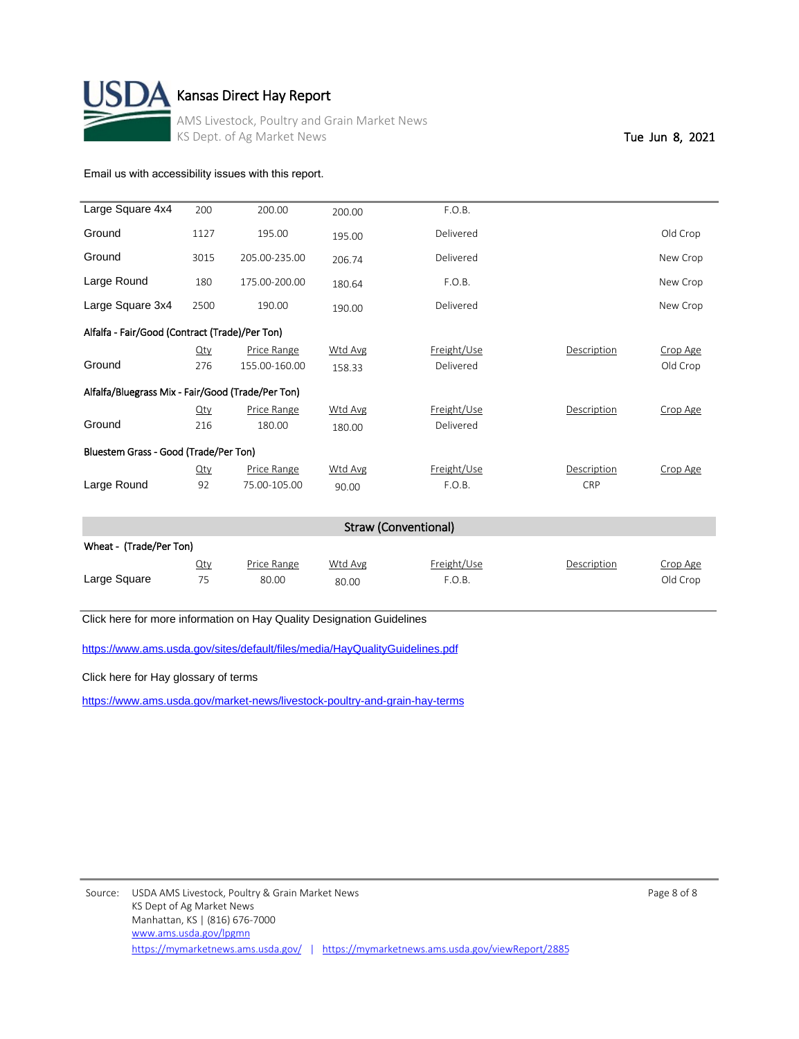# Kansas Direct Hay Report

AMS Livestock, Poultry and Grain Market News
KS Dept. of Ag Market News

Tue Jun 8, 2021

Email us with accessibility issues with this report.

| | Qty | Price Range | Wtd Avg | Freight/Use | Description | Crop Age |
|---|---|---|---|---|---|---|
| Large Square 4x4 | 200 | 200.00 | 200.00 | F.O.B. | | |
| Ground | 1127 | 195.00 | 195.00 | Delivered | | Old Crop |
| Ground | 3015 | 205.00-235.00 | 206.74 | Delivered | | New Crop |
| Large Round | 180 | 175.00-200.00 | 180.64 | F.O.B. | | New Crop |
| Large Square 3x4 | 2500 | 190.00 | 190.00 | Delivered | | New Crop |

Alfalfa - Fair/Good (Contract (Trade)/Per Ton)

| | Qty | Price Range | Wtd Avg | Freight/Use | Description | Crop Age |
|---|---|---|---|---|---|---|
| Ground | 276 | 155.00-160.00 | 158.33 | Delivered | | Old Crop |

Alfalfa/Bluegrass Mix - Fair/Good (Trade/Per Ton)

| | Qty | Price Range | Wtd Avg | Freight/Use | Description | Crop Age |
|---|---|---|---|---|---|---|
| Ground | 216 | 180.00 | 180.00 | Delivered | | |

Bluestem Grass - Good (Trade/Per Ton)

| | Qty | Price Range | Wtd Avg | Freight/Use | Description | Crop Age |
|---|---|---|---|---|---|---|
| Large Round | 92 | 75.00-105.00 | 90.00 | F.O.B. | CRP | |

## Straw (Conventional)

Wheat - (Trade/Per Ton)

| | Qty | Price Range | Wtd Avg | Freight/Use | Description | Crop Age |
|---|---|---|---|---|---|---|
| Large Square | 75 | 80.00 | 80.00 | F.O.B. | | Old Crop |

Click here for more information on Hay Quality Designation Guidelines

https://www.ams.usda.gov/sites/default/files/media/HayQualityGuidelines.pdf

Click here for Hay glossary of terms

https://www.ams.usda.gov/market-news/livestock-poultry-and-grain-hay-terms

Source: USDA AMS Livestock, Poultry & Grain Market News
KS Dept of Ag Market News
Manhattan, KS | (816) 676-7000
www.ams.usda.gov/lpgmn
https://mymarketnews.ams.usda.gov/ | https://mymarketnews.ams.usda.gov/viewReport/2885